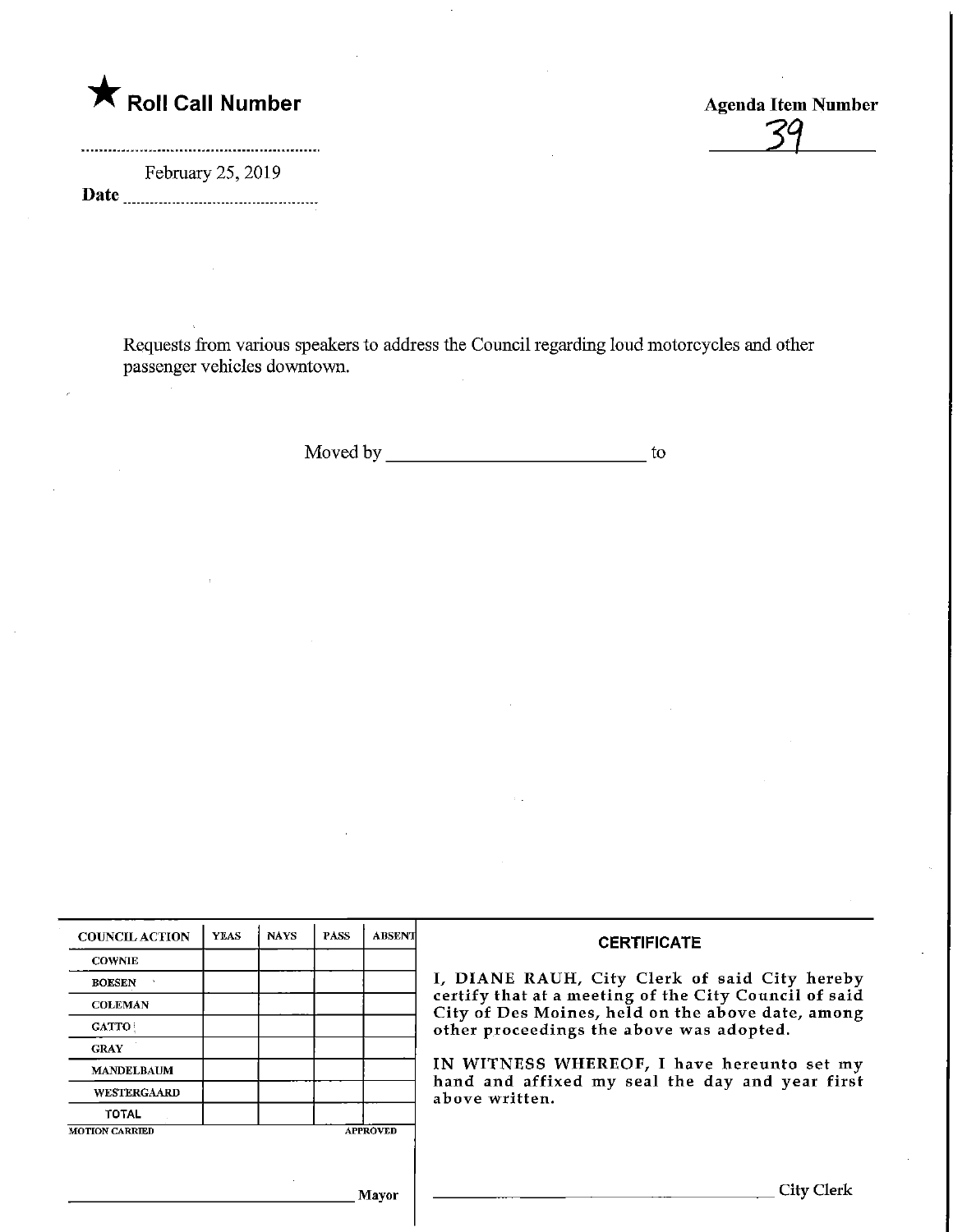★ **Roll Call Number**

**Agenda Item Number**

39

February 25, 2019

**Date**

Requests from various speakers to address the Council regarding loud motorcycles and other passenger vehicles downtown.

Moved by \_\_\_\_\_\_\_\_\_\_\_\_\_\_\_\_\_\_\_\_\_\_\_\_\_\_ to

| COUNCIL ACTION | YEAS | NAYS | PASS | ABSENT |
|---|---|---|---|---|
| COWNIE | | | | |
| BOESEN | | | | |
| COLEMAN | | | | |
| GATTO | | | | |
| GRAY | | | | |
| MANDELBAUM | | | | |
| WESTERGAARD | | | | |
| TOTAL | | | | |

MOTION CARRIED APPROVED

\_\_\_\_\_\_\_\_\_\_\_\_\_\_\_\_\_\_\_\_\_\_\_\_\_\_ Mayor

**CERTIFICATE**

I, DIANE RAUH, City Clerk of said City hereby certify that at a meeting of the City Council of said City of Des Moines, held on the above date, among other proceedings the above was adopted.

IN WITNESS WHEREOF, I have hereunto set my hand and affixed my seal the day and year first above written.

\_\_\_\_\_\_\_\_\_\_\_\_\_\_\_\_\_\_\_\_\_\_\_\_\_\_ City Clerk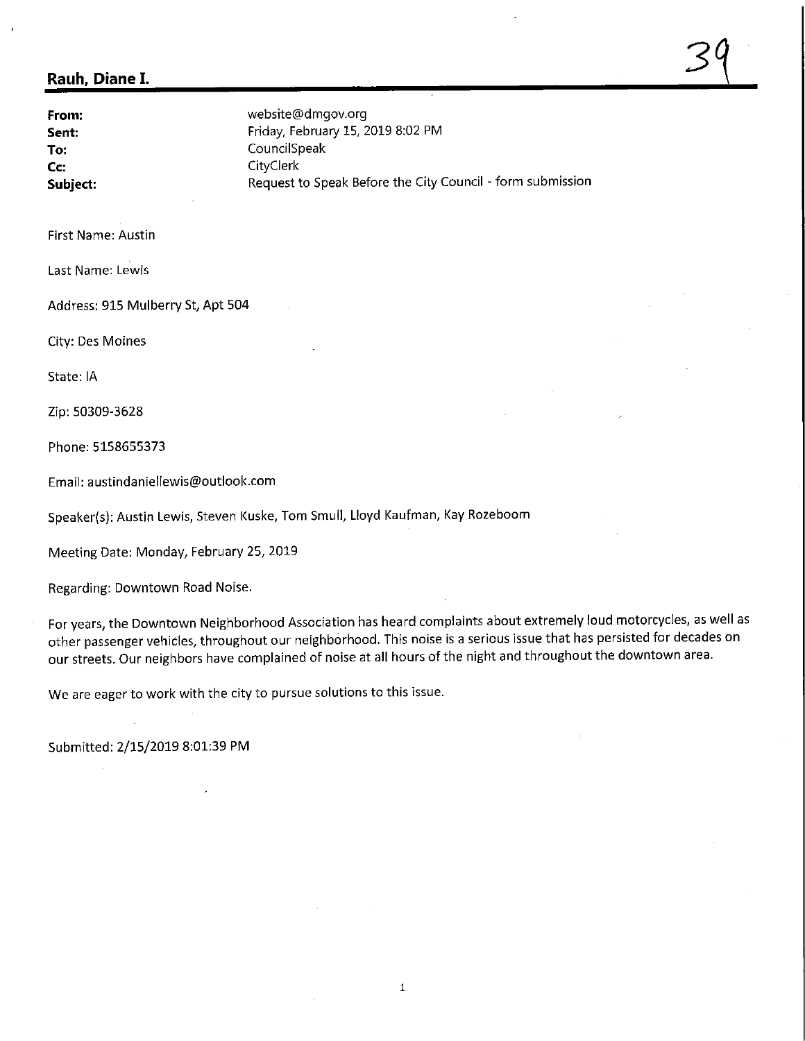**Rauh, Diane I.**

39

| | |
|---|---|
| **From:** | website@dmgov.org |
| **Sent:** | Friday, February 15, 2019 8:02 PM |
| **To:** | CouncilSpeak |
| **Cc:** | CityClerk |
| **Subject:** | Request to Speak Before the City Council - form submission |

First Name: Austin

Last Name: Lewis

Address: 915 Mulberry St, Apt 504

City: Des Moines

State: IA

Zip: 50309-3628

Phone: 5158655373

Email: austindaniellewis@outlook.com

Speaker(s): Austin Lewis, Steven Kuske, Tom Smull, Lloyd Kaufman, Kay Rozeboom

Meeting Date: Monday, February 25, 2019

Regarding: Downtown Road Noise.

For years, the Downtown Neighborhood Association has heard complaints about extremely loud motorcycles, as well as other passenger vehicles, throughout our neighborhood. This noise is a serious issue that has persisted for decades on our streets. Our neighbors have complained of noise at all hours of the night and throughout the downtown area.

We are eager to work with the city to pursue solutions to this issue.

Submitted: 2/15/2019 8:01:39 PM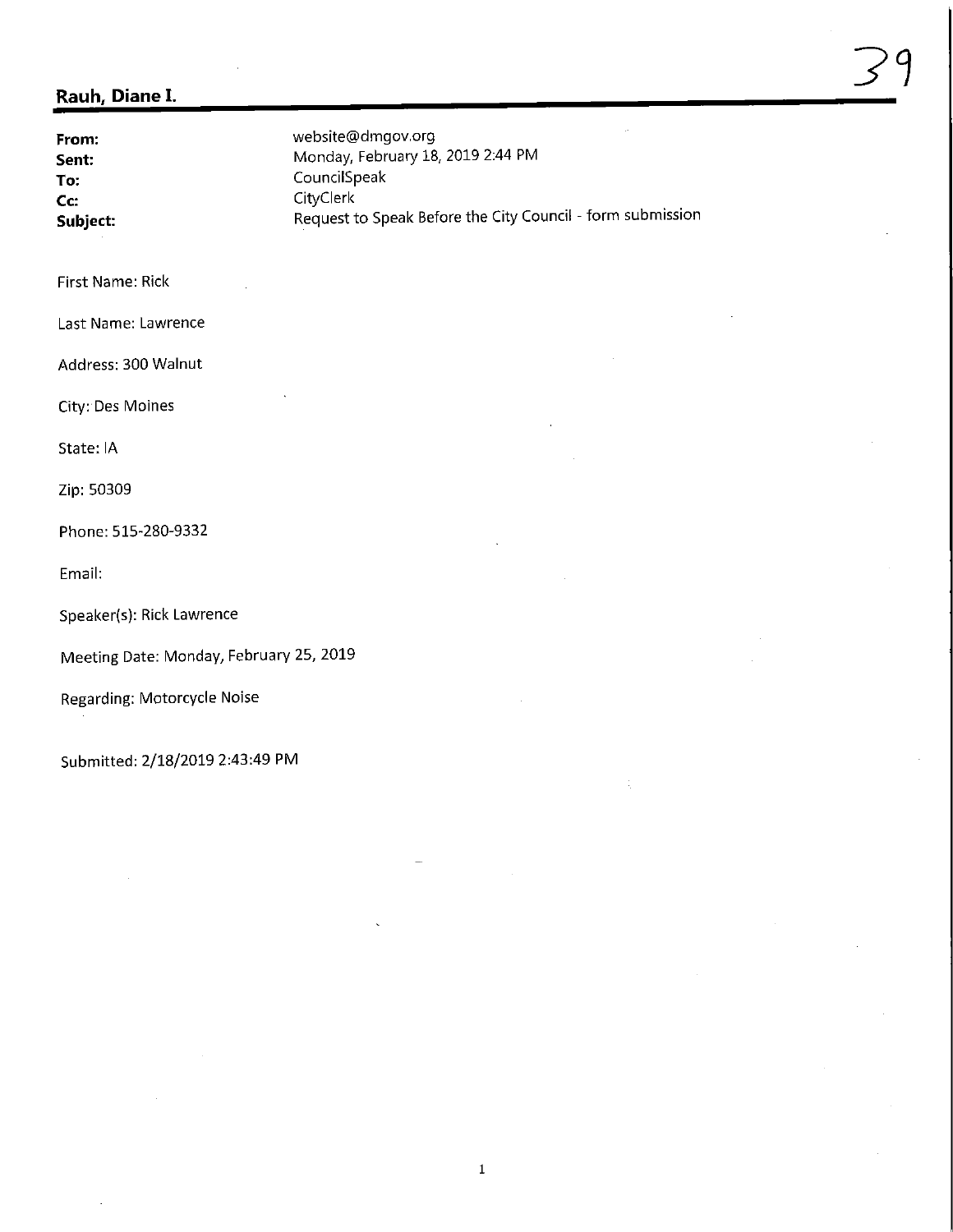## Rauh, Diane I.

**From:** website@dmgov.org
**Sent:** Monday, February 18, 2019 2:44 PM
**To:** CouncilSpeak
**Cc:** CityClerk
**Subject:** Request to Speak Before the City Council - form submission

First Name: Rick

Last Name: Lawrence

Address: 300 Walnut

City: Des Moines

State: IA

Zip: 50309

Phone: 515-280-9332

Email:

Speaker(s): Rick Lawrence

Meeting Date: Monday, February 25, 2019

Regarding: Motorcycle Noise

Submitted: 2/18/2019 2:43:49 PM